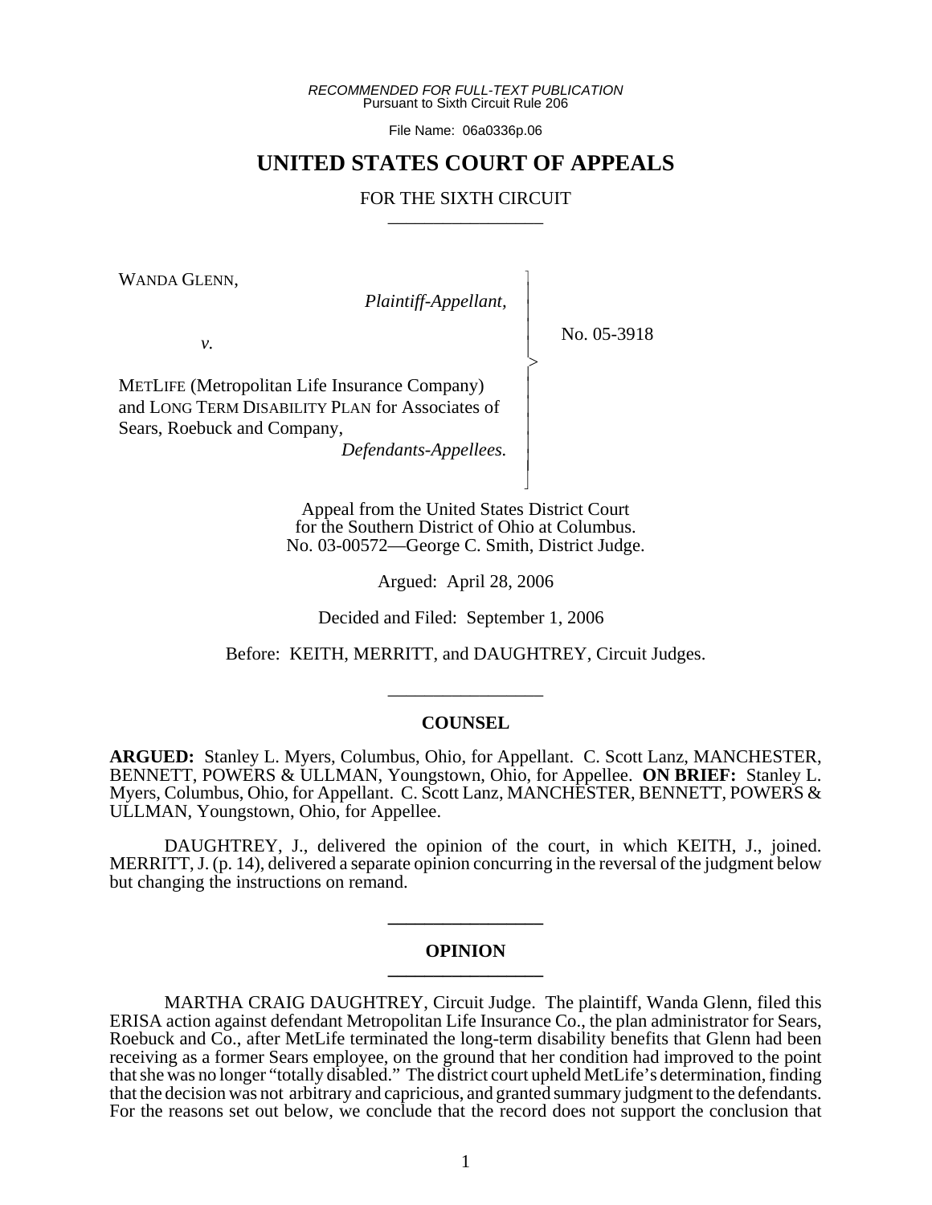*RECOMMENDED FOR FULL-TEXT PUBLICATION*
Pursuant to Sixth Circuit Rule 206

File Name: 06a0336p.06

# UNITED STATES COURT OF APPEALS

## FOR THE SIXTH CIRCUIT

WANDA GLENN,
*Plaintiff-Appellant,*

*v.*

METLIFE (Metropolitan Life Insurance Company) and LONG TERM DISABILITY PLAN for Associates of Sears, Roebuck and Company,
*Defendants-Appellees.*

No. 05-3918

Appeal from the United States District Court for the Southern District of Ohio at Columbus.
No. 03-00572—George C. Smith, District Judge.

Argued: April 28, 2006

Decided and Filed: September 1, 2006

Before: KEITH, MERRITT, and DAUGHTREY, Circuit Judges.

### COUNSEL

**ARGUED:** Stanley L. Myers, Columbus, Ohio, for Appellant. C. Scott Lanz, MANCHESTER, BENNETT, POWERS & ULLMAN, Youngstown, Ohio, for Appellee. **ON BRIEF:** Stanley L. Myers, Columbus, Ohio, for Appellant. C. Scott Lanz, MANCHESTER, BENNETT, POWERS & ULLMAN, Youngstown, Ohio, for Appellee.

DAUGHTREY, J., delivered the opinion of the court, in which KEITH, J., joined. MERRITT, J. (p. 14), delivered a separate opinion concurring in the reversal of the judgment below but changing the instructions on remand.

### OPINION

MARTHA CRAIG DAUGHTREY, Circuit Judge. The plaintiff, Wanda Glenn, filed this ERISA action against defendant Metropolitan Life Insurance Co., the plan administrator for Sears, Roebuck and Co., after MetLife terminated the long-term disability benefits that Glenn had been receiving as a former Sears employee, on the ground that her condition had improved to the point that she was no longer "totally disabled." The district court upheld MetLife's determination, finding that the decision was not arbitrary and capricious, and granted summary judgment to the defendants. For the reasons set out below, we conclude that the record does not support the conclusion that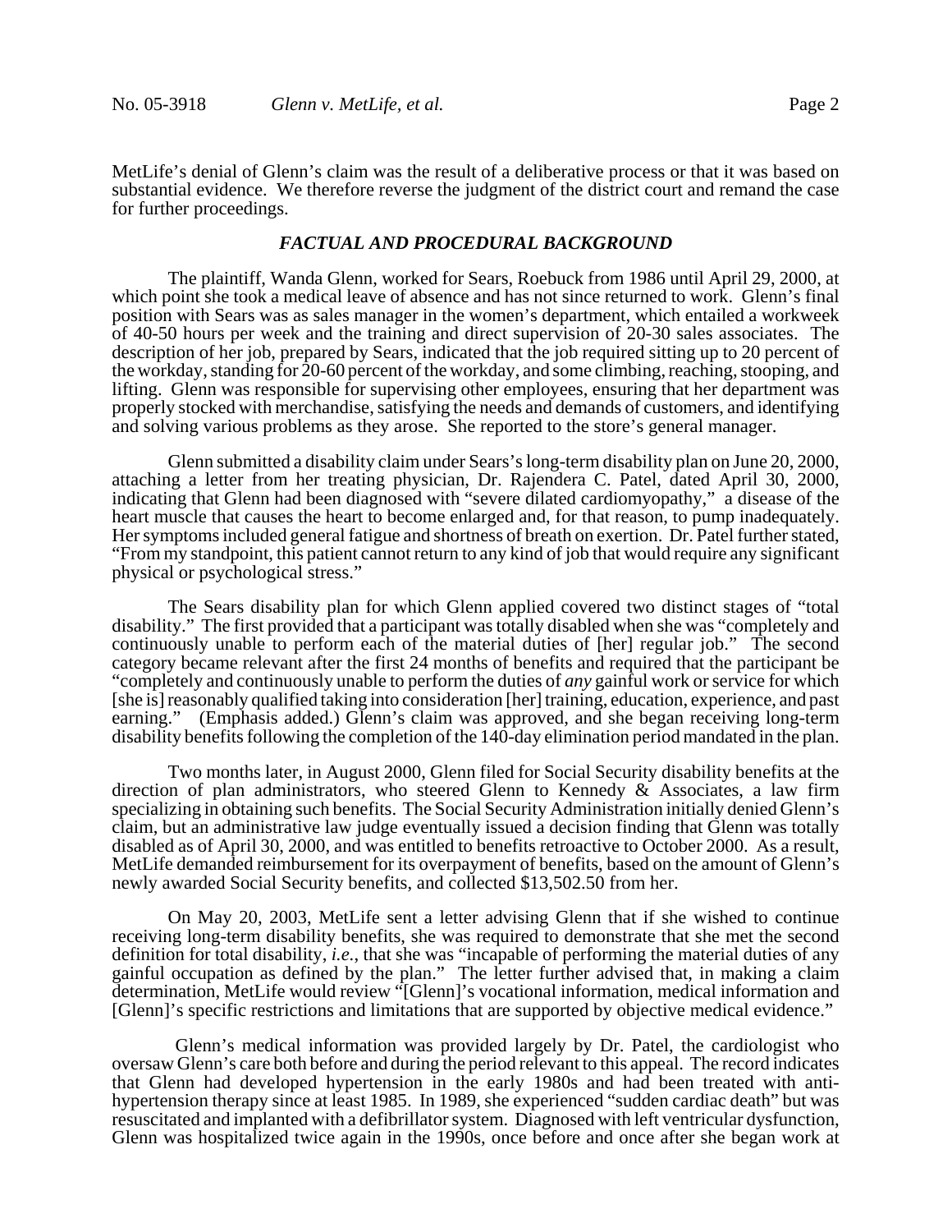MetLife's denial of Glenn's claim was the result of a deliberative process or that it was based on substantial evidence. We therefore reverse the judgment of the district court and remand the case for further proceedings.

## *FACTUAL AND PROCEDURAL BACKGROUND*

The plaintiff, Wanda Glenn, worked for Sears, Roebuck from 1986 until April 29, 2000, at which point she took a medical leave of absence and has not since returned to work. Glenn's final position with Sears was as sales manager in the women's department, which entailed a workweek of 40-50 hours per week and the training and direct supervision of 20-30 sales associates. The description of her job, prepared by Sears, indicated that the job required sitting up to 20 percent of the workday, standing for 20-60 percent of the workday, and some climbing, reaching, stooping, and lifting. Glenn was responsible for supervising other employees, ensuring that her department was properly stocked with merchandise, satisfying the needs and demands of customers, and identifying and solving various problems as they arose. She reported to the store's general manager.

Glenn submitted a disability claim under Sears's long-term disability plan on June 20, 2000, attaching a letter from her treating physician, Dr. Rajendera C. Patel, dated April 30, 2000, indicating that Glenn had been diagnosed with "severe dilated cardiomyopathy," a disease of the heart muscle that causes the heart to become enlarged and, for that reason, to pump inadequately. Her symptoms included general fatigue and shortness of breath on exertion. Dr. Patel further stated, "From my standpoint, this patient cannot return to any kind of job that would require any significant physical or psychological stress."

The Sears disability plan for which Glenn applied covered two distinct stages of "total disability." The first provided that a participant was totally disabled when she was "completely and continuously unable to perform each of the material duties of [her] regular job." The second category became relevant after the first 24 months of benefits and required that the participant be "completely and continuously unable to perform the duties of *any* gainful work or service for which [she is] reasonably qualified taking into consideration [her] training, education, experience, and past earning." (Emphasis added.) Glenn's claim was approved, and she began receiving long-term disability benefits following the completion of the 140-day elimination period mandated in the plan.

Two months later, in August 2000, Glenn filed for Social Security disability benefits at the direction of plan administrators, who steered Glenn to Kennedy & Associates, a law firm specializing in obtaining such benefits. The Social Security Administration initially denied Glenn's claim, but an administrative law judge eventually issued a decision finding that Glenn was totally disabled as of April 30, 2000, and was entitled to benefits retroactive to October 2000. As a result, MetLife demanded reimbursement for its overpayment of benefits, based on the amount of Glenn's newly awarded Social Security benefits, and collected $13,502.50 from her.

On May 20, 2003, MetLife sent a letter advising Glenn that if she wished to continue receiving long-term disability benefits, she was required to demonstrate that she met the second definition for total disability, *i.e.*, that she was "incapable of performing the material duties of any gainful occupation as defined by the plan." The letter further advised that, in making a claim determination, MetLife would review "[Glenn]'s vocational information, medical information and [Glenn]'s specific restrictions and limitations that are supported by objective medical evidence."

Glenn's medical information was provided largely by Dr. Patel, the cardiologist who oversaw Glenn's care both before and during the period relevant to this appeal. The record indicates that Glenn had developed hypertension in the early 1980s and had been treated with anti-hypertension therapy since at least 1985. In 1989, she experienced "sudden cardiac death" but was resuscitated and implanted with a defibrillator system. Diagnosed with left ventricular dysfunction, Glenn was hospitalized twice again in the 1990s, once before and once after she began work at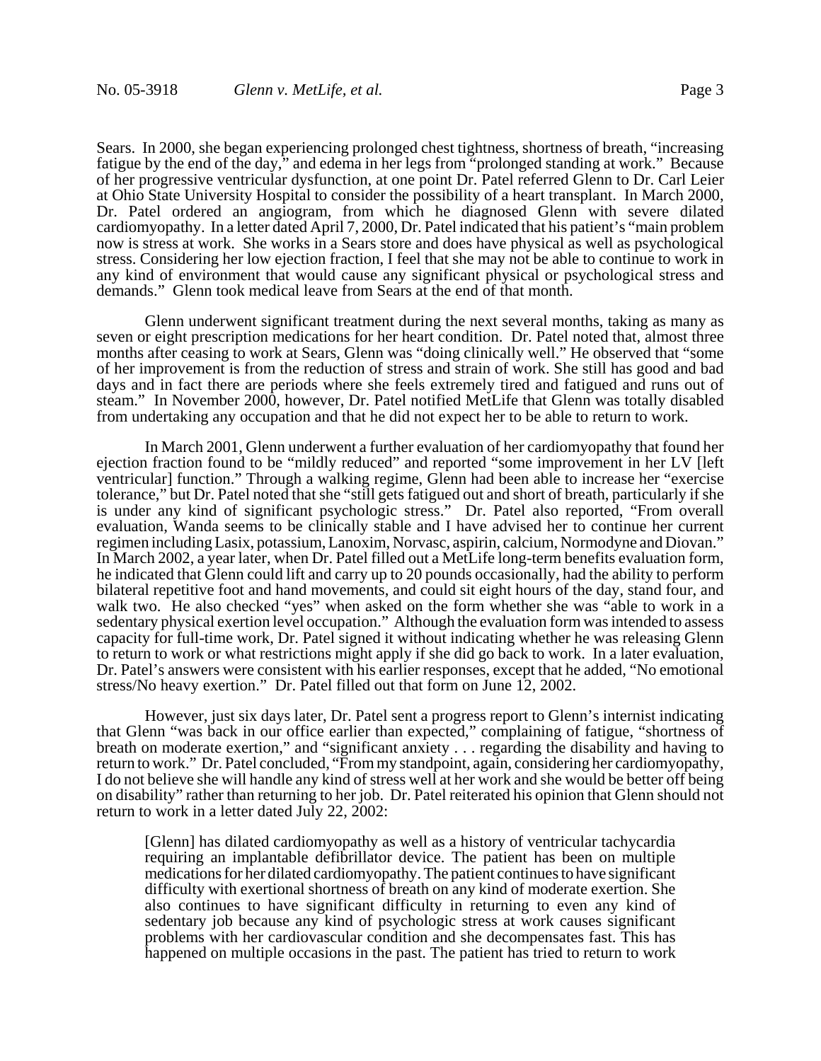Sears. In 2000, she began experiencing prolonged chest tightness, shortness of breath, "increasing fatigue by the end of the day," and edema in her legs from "prolonged standing at work." Because of her progressive ventricular dysfunction, at one point Dr. Patel referred Glenn to Dr. Carl Leier at Ohio State University Hospital to consider the possibility of a heart transplant. In March 2000, Dr. Patel ordered an angiogram, from which he diagnosed Glenn with severe dilated cardiomyopathy. In a letter dated April 7, 2000, Dr. Patel indicated that his patient's "main problem now is stress at work. She works in a Sears store and does have physical as well as psychological stress. Considering her low ejection fraction, I feel that she may not be able to continue to work in any kind of environment that would cause any significant physical or psychological stress and demands." Glenn took medical leave from Sears at the end of that month.

Glenn underwent significant treatment during the next several months, taking as many as seven or eight prescription medications for her heart condition. Dr. Patel noted that, almost three months after ceasing to work at Sears, Glenn was "doing clinically well." He observed that "some of her improvement is from the reduction of stress and strain of work. She still has good and bad days and in fact there are periods where she feels extremely tired and fatigued and runs out of steam." In November 2000, however, Dr. Patel notified MetLife that Glenn was totally disabled from undertaking any occupation and that he did not expect her to be able to return to work.

In March 2001, Glenn underwent a further evaluation of her cardiomyopathy that found her ejection fraction found to be "mildly reduced" and reported "some improvement in her LV [left ventricular] function." Through a walking regime, Glenn had been able to increase her "exercise tolerance," but Dr. Patel noted that she "still gets fatigued out and short of breath, particularly if she is under any kind of significant psychologic stress." Dr. Patel also reported, "From overall evaluation, Wanda seems to be clinically stable and I have advised her to continue her current regimen including Lasix, potassium, Lanoxim, Norvasc, aspirin, calcium, Normodyne and Diovan." In March 2002, a year later, when Dr. Patel filled out a MetLife long-term benefits evaluation form, he indicated that Glenn could lift and carry up to 20 pounds occasionally, had the ability to perform bilateral repetitive foot and hand movements, and could sit eight hours of the day, stand four, and walk two. He also checked "yes" when asked on the form whether she was "able to work in a sedentary physical exertion level occupation." Although the evaluation form was intended to assess capacity for full-time work, Dr. Patel signed it without indicating whether he was releasing Glenn to return to work or what restrictions might apply if she did go back to work. In a later evaluation, Dr. Patel's answers were consistent with his earlier responses, except that he added, "No emotional stress/No heavy exertion." Dr. Patel filled out that form on June 12, 2002.

However, just six days later, Dr. Patel sent a progress report to Glenn's internist indicating that Glenn "was back in our office earlier than expected," complaining of fatigue, "shortness of breath on moderate exertion," and "significant anxiety . . . regarding the disability and having to return to work." Dr. Patel concluded, "From my standpoint, again, considering her cardiomyopathy, I do not believe she will handle any kind of stress well at her work and she would be better off being on disability" rather than returning to her job. Dr. Patel reiterated his opinion that Glenn should not return to work in a letter dated July 22, 2002:

> [Glenn] has dilated cardiomyopathy as well as a history of ventricular tachycardia requiring an implantable defibrillator device. The patient has been on multiple medications for her dilated cardiomyopathy. The patient continues to have significant difficulty with exertional shortness of breath on any kind of moderate exertion. She also continues to have significant difficulty in returning to even any kind of sedentary job because any kind of psychologic stress at work causes significant problems with her cardiovascular condition and she decompensates fast. This has happened on multiple occasions in the past. The patient has tried to return to work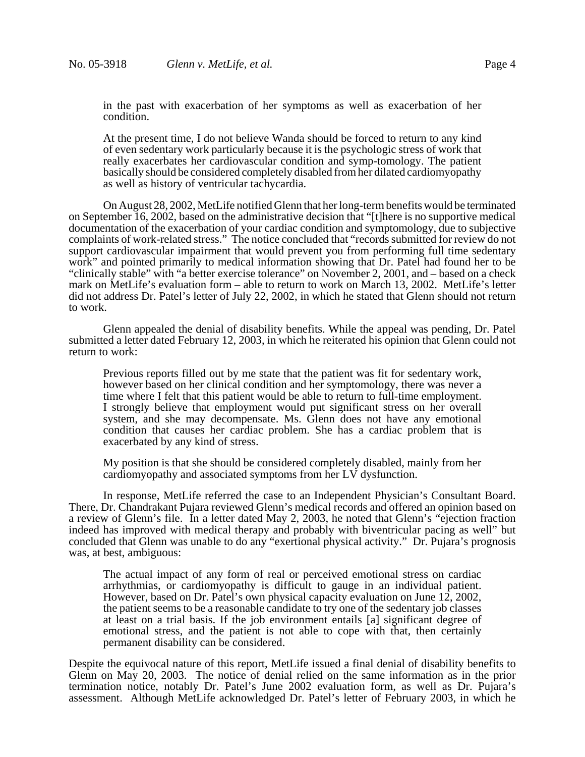in the past with exacerbation of her symptoms as well as exacerbation of her condition.

> At the present time, I do not believe Wanda should be forced to return to any kind of even sedentary work particularly because it is the psychologic stress of work that really exacerbates her cardiovascular condition and symp-tomology. The patient basically should be considered completely disabled from her dilated cardiomyopathy as well as history of ventricular tachycardia.

On August 28, 2002, MetLife notified Glenn that her long-term benefits would be terminated on September 16, 2002, based on the administrative decision that "[t]here is no supportive medical documentation of the exacerbation of your cardiac condition and symptomology, due to subjective complaints of work-related stress." The notice concluded that "records submitted for review do not support cardiovascular impairment that would prevent you from performing full time sedentary work" and pointed primarily to medical information showing that Dr. Patel had found her to be "clinically stable" with "a better exercise tolerance" on November 2, 2001, and – based on a check mark on MetLife's evaluation form – able to return to work on March 13, 2002. MetLife's letter did not address Dr. Patel's letter of July 22, 2002, in which he stated that Glenn should not return to work.

Glenn appealed the denial of disability benefits. While the appeal was pending, Dr. Patel submitted a letter dated February 12, 2003, in which he reiterated his opinion that Glenn could not return to work:

> Previous reports filled out by me state that the patient was fit for sedentary work, however based on her clinical condition and her symptomology, there was never a time where I felt that this patient would be able to return to full-time employment. I strongly believe that employment would put significant stress on her overall system, and she may decompensate. Ms. Glenn does not have any emotional condition that causes her cardiac problem. She has a cardiac problem that is exacerbated by any kind of stress.
>
> My position is that she should be considered completely disabled, mainly from her cardiomyopathy and associated symptoms from her LV dysfunction.

In response, MetLife referred the case to an Independent Physician's Consultant Board. There, Dr. Chandrakant Pujara reviewed Glenn's medical records and offered an opinion based on a review of Glenn's file. In a letter dated May 2, 2003, he noted that Glenn's "ejection fraction indeed has improved with medical therapy and probably with biventricular pacing as well" but concluded that Glenn was unable to do any "exertional physical activity." Dr. Pujara's prognosis was, at best, ambiguous:

> The actual impact of any form of real or perceived emotional stress on cardiac arrhythmias, or cardiomyopathy is difficult to gauge in an individual patient. However, based on Dr. Patel's own physical capacity evaluation on June 12, 2002, the patient seems to be a reasonable candidate to try one of the sedentary job classes at least on a trial basis. If the job environment entails [a] significant degree of emotional stress, and the patient is not able to cope with that, then certainly permanent disability can be considered.

Despite the equivocal nature of this report, MetLife issued a final denial of disability benefits to Glenn on May 20, 2003. The notice of denial relied on the same information as in the prior termination notice, notably Dr. Patel's June 2002 evaluation form, as well as Dr. Pujara's assessment. Although MetLife acknowledged Dr. Patel's letter of February 2003, in which he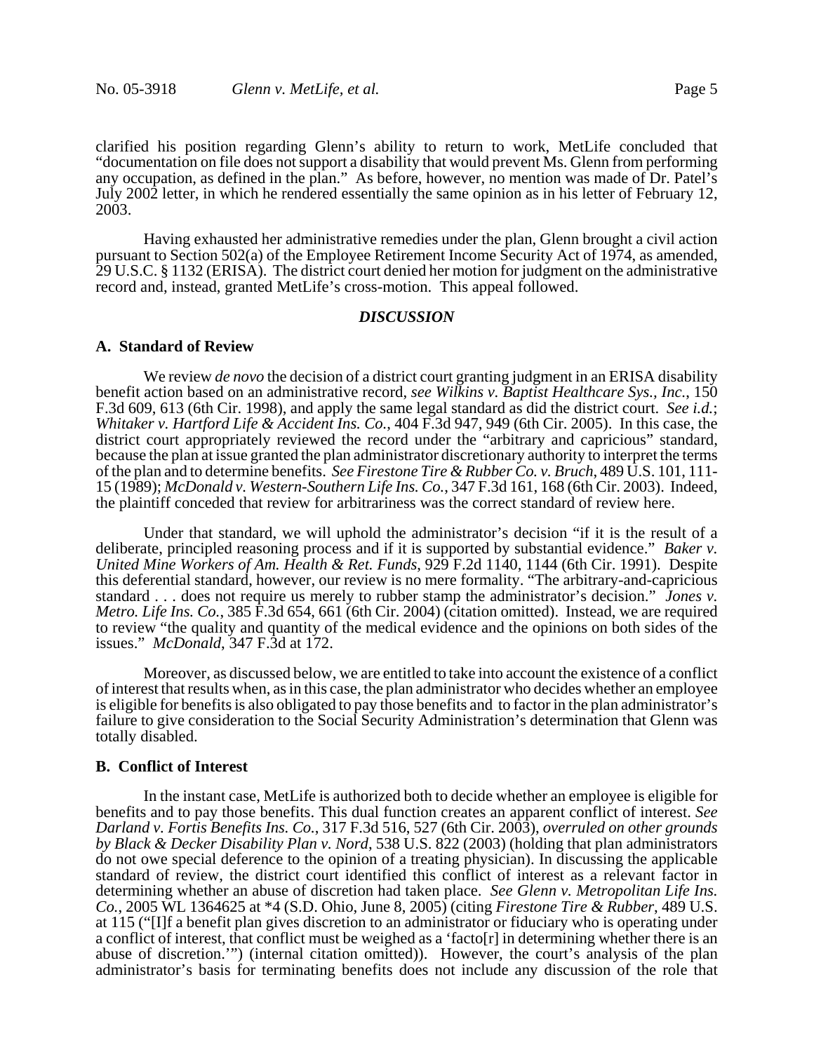clarified his position regarding Glenn's ability to return to work, MetLife concluded that "documentation on file does not support a disability that would prevent Ms. Glenn from performing any occupation, as defined in the plan." As before, however, no mention was made of Dr. Patel's July 2002 letter, in which he rendered essentially the same opinion as in his letter of February 12, 2003.

Having exhausted her administrative remedies under the plan, Glenn brought a civil action pursuant to Section 502(a) of the Employee Retirement Income Security Act of 1974, as amended, 29 U.S.C. § 1132 (ERISA). The district court denied her motion for judgment on the administrative record and, instead, granted MetLife's cross-motion. This appeal followed.

## *DISCUSSION*

### A. Standard of Review

We review *de novo* the decision of a district court granting judgment in an ERISA disability benefit action based on an administrative record, *see Wilkins v. Baptist Healthcare Sys., Inc.*, 150 F.3d 609, 613 (6th Cir. 1998), and apply the same legal standard as did the district court. *See i.d.*; *Whitaker v. Hartford Life & Accident Ins. Co.*, 404 F.3d 947, 949 (6th Cir. 2005). In this case, the district court appropriately reviewed the record under the "arbitrary and capricious" standard, because the plan at issue granted the plan administrator discretionary authority to interpret the terms of the plan and to determine benefits. *See Firestone Tire & Rubber Co. v. Bruch*, 489 U.S. 101, 111-15 (1989); *McDonald v. Western-Southern Life Ins. Co.*, 347 F.3d 161, 168 (6th Cir. 2003). Indeed, the plaintiff conceded that review for arbitrariness was the correct standard of review here.

Under that standard, we will uphold the administrator's decision "if it is the result of a deliberate, principled reasoning process and if it is supported by substantial evidence." *Baker v. United Mine Workers of Am. Health & Ret. Funds*, 929 F.2d 1140, 1144 (6th Cir. 1991). Despite this deferential standard, however, our review is no mere formality. "The arbitrary-and-capricious standard . . . does not require us merely to rubber stamp the administrator's decision." *Jones v. Metro. Life Ins. Co.*, 385 F.3d 654, 661 (6th Cir. 2004) (citation omitted). Instead, we are required to review "the quality and quantity of the medical evidence and the opinions on both sides of the issues." *McDonald*, 347 F.3d at 172.

Moreover, as discussed below, we are entitled to take into account the existence of a conflict of interest that results when, as in this case, the plan administrator who decides whether an employee is eligible for benefits is also obligated to pay those benefits and to factor in the plan administrator's failure to give consideration to the Social Security Administration's determination that Glenn was totally disabled.

### B. Conflict of Interest

In the instant case, MetLife is authorized both to decide whether an employee is eligible for benefits and to pay those benefits. This dual function creates an apparent conflict of interest. *See Darland v. Fortis Benefits Ins. Co.*, 317 F.3d 516, 527 (6th Cir. 2003), *overruled on other grounds by Black & Decker Disability Plan v. Nord*, 538 U.S. 822 (2003) (holding that plan administrators do not owe special deference to the opinion of a treating physician). In discussing the applicable standard of review, the district court identified this conflict of interest as a relevant factor in determining whether an abuse of discretion had taken place. *See Glenn v. Metropolitan Life Ins. Co.*, 2005 WL 1364625 at *4 (S.D. Ohio, June 8, 2005) (citing *Firestone Tire & Rubber*, 489 U.S. at 115 ("[I]f a benefit plan gives discretion to an administrator or fiduciary who is operating under a conflict of interest, that conflict must be weighed as a 'facto[r] in determining whether there is an abuse of discretion.'") (internal citation omitted)). However, the court's analysis of the plan administrator's basis for terminating benefits does not include any discussion of the role that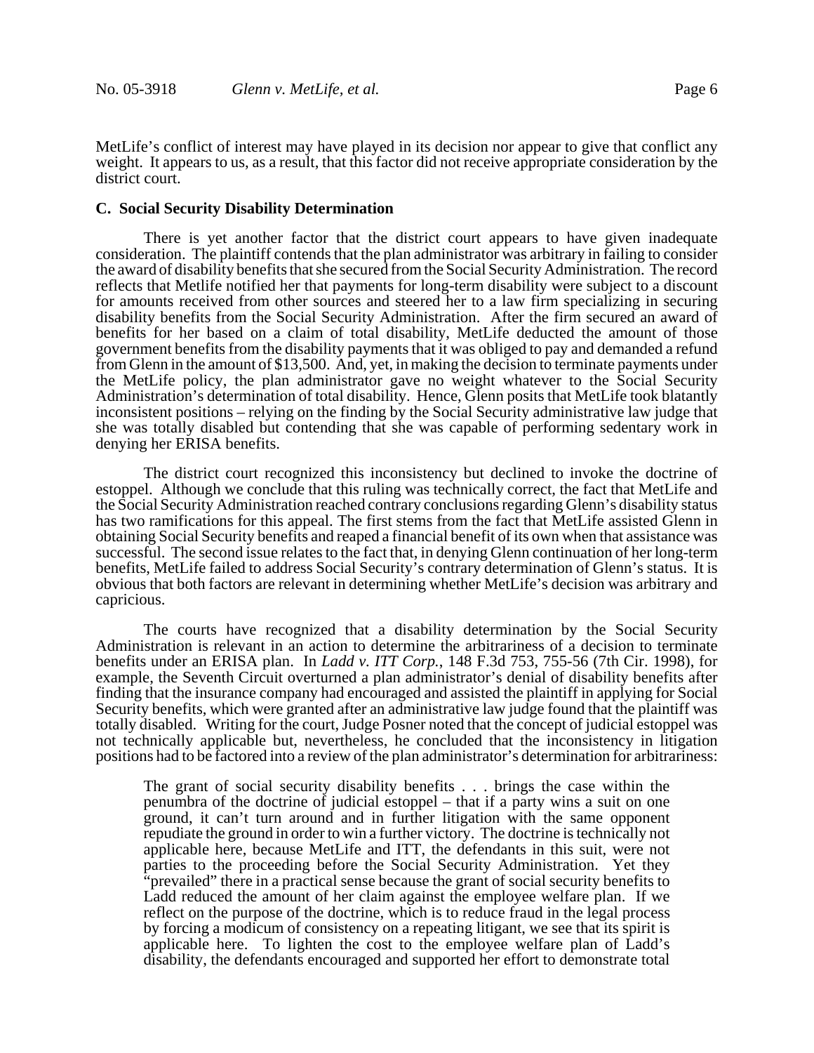MetLife's conflict of interest may have played in its decision nor appear to give that conflict any weight. It appears to us, as a result, that this factor did not receive appropriate consideration by the district court.

### C. Social Security Disability Determination

There is yet another factor that the district court appears to have given inadequate consideration. The plaintiff contends that the plan administrator was arbitrary in failing to consider the award of disability benefits that she secured from the Social Security Administration. The record reflects that Metlife notified her that payments for long-term disability were subject to a discount for amounts received from other sources and steered her to a law firm specializing in securing disability benefits from the Social Security Administration. After the firm secured an award of benefits for her based on a claim of total disability, MetLife deducted the amount of those government benefits from the disability payments that it was obliged to pay and demanded a refund from Glenn in the amount of $13,500. And, yet, in making the decision to terminate payments under the MetLife policy, the plan administrator gave no weight whatever to the Social Security Administration's determination of total disability. Hence, Glenn posits that MetLife took blatantly inconsistent positions – relying on the finding by the Social Security administrative law judge that she was totally disabled but contending that she was capable of performing sedentary work in denying her ERISA benefits.

The district court recognized this inconsistency but declined to invoke the doctrine of estoppel. Although we conclude that this ruling was technically correct, the fact that MetLife and the Social Security Administration reached contrary conclusions regarding Glenn's disability status has two ramifications for this appeal. The first stems from the fact that MetLife assisted Glenn in obtaining Social Security benefits and reaped a financial benefit of its own when that assistance was successful. The second issue relates to the fact that, in denying Glenn continuation of her long-term benefits, MetLife failed to address Social Security's contrary determination of Glenn's status. It is obvious that both factors are relevant in determining whether MetLife's decision was arbitrary and capricious.

The courts have recognized that a disability determination by the Social Security Administration is relevant in an action to determine the arbitrariness of a decision to terminate benefits under an ERISA plan. In *Ladd v. ITT Corp.*, 148 F.3d 753, 755-56 (7th Cir. 1998), for example, the Seventh Circuit overturned a plan administrator's denial of disability benefits after finding that the insurance company had encouraged and assisted the plaintiff in applying for Social Security benefits, which were granted after an administrative law judge found that the plaintiff was totally disabled. Writing for the court, Judge Posner noted that the concept of judicial estoppel was not technically applicable but, nevertheless, he concluded that the inconsistency in litigation positions had to be factored into a review of the plan administrator's determination for arbitrariness:

> The grant of social security disability benefits . . . brings the case within the penumbra of the doctrine of judicial estoppel – that if a party wins a suit on one ground, it can't turn around and in further litigation with the same opponent repudiate the ground in order to win a further victory. The doctrine is technically not applicable here, because MetLife and ITT, the defendants in this suit, were not parties to the proceeding before the Social Security Administration. Yet they "prevailed" there in a practical sense because the grant of social security benefits to Ladd reduced the amount of her claim against the employee welfare plan. If we reflect on the purpose of the doctrine, which is to reduce fraud in the legal process by forcing a modicum of consistency on a repeating litigant, we see that its spirit is applicable here. To lighten the cost to the employee welfare plan of Ladd's disability, the defendants encouraged and supported her effort to demonstrate total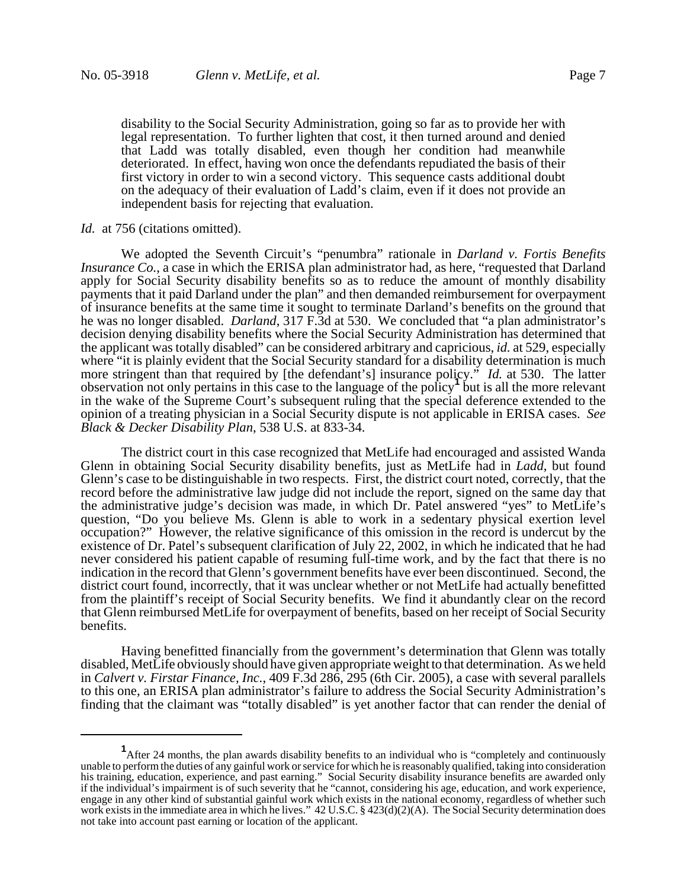> disability to the Social Security Administration, going so far as to provide her with legal representation. To further lighten that cost, it then turned around and denied that Ladd was totally disabled, even though her condition had meanwhile deteriorated. In effect, having won once the defendants repudiated the basis of their first victory in order to win a second victory. This sequence casts additional doubt on the adequacy of their evaluation of Ladd's claim, even if it does not provide an independent basis for rejecting that evaluation.

*Id.* at 756 (citations omitted).

We adopted the Seventh Circuit's "penumbra" rationale in *Darland v. Fortis Benefits Insurance Co.*, a case in which the ERISA plan administrator had, as here, "requested that Darland apply for Social Security disability benefits so as to reduce the amount of monthly disability payments that it paid Darland under the plan" and then demanded reimbursement for overpayment of insurance benefits at the same time it sought to terminate Darland's benefits on the ground that he was no longer disabled. *Darland*, 317 F.3d at 530. We concluded that "a plan administrator's decision denying disability benefits where the Social Security Administration has determined that the applicant was totally disabled" can be considered arbitrary and capricious, *id.* at 529, especially where "it is plainly evident that the Social Security standard for a disability determination is much more stringent than that required by [the defendant's] insurance policy." *Id.* at 530. The latter observation not only pertains in this case to the language of the policy[1] but is all the more relevant in the wake of the Supreme Court's subsequent ruling that the special deference extended to the opinion of a treating physician in a Social Security dispute is not applicable in ERISA cases. *See Black & Decker Disability Plan*, 538 U.S. at 833-34.

The district court in this case recognized that MetLife had encouraged and assisted Wanda Glenn in obtaining Social Security disability benefits, just as MetLife had in *Ladd*, but found Glenn's case to be distinguishable in two respects. First, the district court noted, correctly, that the record before the administrative law judge did not include the report, signed on the same day that the administrative judge's decision was made, in which Dr. Patel answered "yes" to MetLife's question, "Do you believe Ms. Glenn is able to work in a sedentary physical exertion level occupation?" However, the relative significance of this omission in the record is undercut by the existence of Dr. Patel's subsequent clarification of July 22, 2002, in which he indicated that he had never considered his patient capable of resuming full-time work, and by the fact that there is no indication in the record that Glenn's government benefits have ever been discontinued. Second, the district court found, incorrectly, that it was unclear whether or not MetLife had actually benefitted from the plaintiff's receipt of Social Security benefits. We find it abundantly clear on the record that Glenn reimbursed MetLife for overpayment of benefits, based on her receipt of Social Security benefits.

Having benefitted financially from the government's determination that Glenn was totally disabled, MetLife obviously should have given appropriate weight to that determination. As we held in *Calvert v. Firstar Finance, Inc.*, 409 F.3d 286, 295 (6th Cir. 2005), a case with several parallels to this one, an ERISA plan administrator's failure to address the Social Security Administration's finding that the claimant was "totally disabled" is yet another factor that can render the denial of

---

[1] After 24 months, the plan awards disability benefits to an individual who is "completely and continuously unable to perform the duties of any gainful work or service for which he is reasonably qualified, taking into consideration his training, education, experience, and past earning." Social Security disability insurance benefits are awarded only if the individual's impairment is of such severity that he "cannot, considering his age, education, and work experience, engage in any other kind of substantial gainful work which exists in the national economy, regardless of whether such work exists in the immediate area in which he lives." 42 U.S.C. § 423(d)(2)(A). The Social Security determination does not take into account past earning or location of the applicant.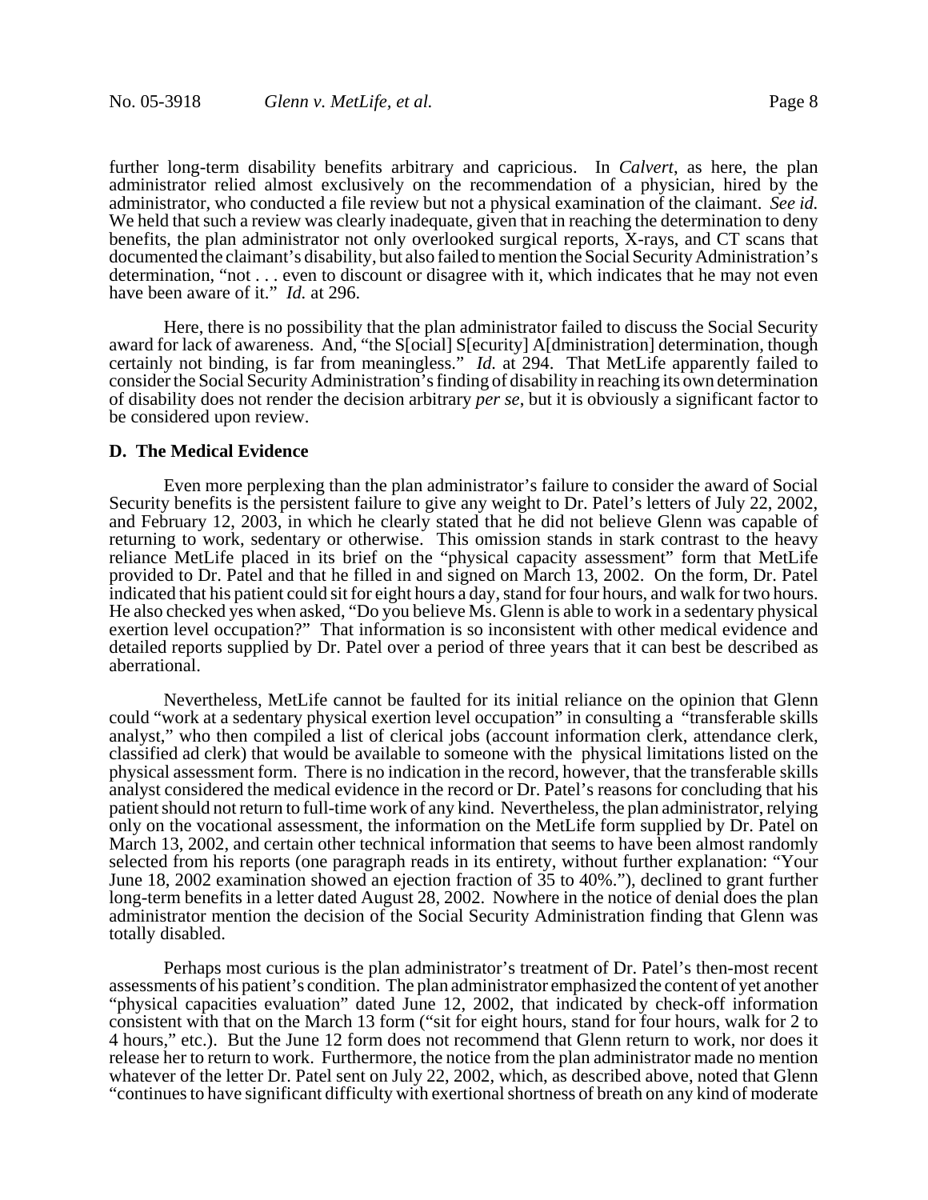further long-term disability benefits arbitrary and capricious. In *Calvert*, as here, the plan administrator relied almost exclusively on the recommendation of a physician, hired by the administrator, who conducted a file review but not a physical examination of the claimant. *See id.* We held that such a review was clearly inadequate, given that in reaching the determination to deny benefits, the plan administrator not only overlooked surgical reports, X-rays, and CT scans that documented the claimant's disability, but also failed to mention the Social Security Administration's determination, "not . . . even to discount or disagree with it, which indicates that he may not even have been aware of it." *Id.* at 296.

Here, there is no possibility that the plan administrator failed to discuss the Social Security award for lack of awareness. And, "the S[ocial] S[ecurity] A[dministration] determination, though certainly not binding, is far from meaningless." *Id.* at 294. That MetLife apparently failed to consider the Social Security Administration's finding of disability in reaching its own determination of disability does not render the decision arbitrary *per se*, but it is obviously a significant factor to be considered upon review.

### D. The Medical Evidence

Even more perplexing than the plan administrator's failure to consider the award of Social Security benefits is the persistent failure to give any weight to Dr. Patel's letters of July 22, 2002, and February 12, 2003, in which he clearly stated that he did not believe Glenn was capable of returning to work, sedentary or otherwise. This omission stands in stark contrast to the heavy reliance MetLife placed in its brief on the "physical capacity assessment" form that MetLife provided to Dr. Patel and that he filled in and signed on March 13, 2002. On the form, Dr. Patel indicated that his patient could sit for eight hours a day, stand for four hours, and walk for two hours. He also checked yes when asked, "Do you believe Ms. Glenn is able to work in a sedentary physical exertion level occupation?" That information is so inconsistent with other medical evidence and detailed reports supplied by Dr. Patel over a period of three years that it can best be described as aberrational.

Nevertheless, MetLife cannot be faulted for its initial reliance on the opinion that Glenn could "work at a sedentary physical exertion level occupation" in consulting a "transferable skills analyst," who then compiled a list of clerical jobs (account information clerk, attendance clerk, classified ad clerk) that would be available to someone with the physical limitations listed on the physical assessment form. There is no indication in the record, however, that the transferable skills analyst considered the medical evidence in the record or Dr. Patel's reasons for concluding that his patient should not return to full-time work of any kind. Nevertheless, the plan administrator, relying only on the vocational assessment, the information on the MetLife form supplied by Dr. Patel on March 13, 2002, and certain other technical information that seems to have been almost randomly selected from his reports (one paragraph reads in its entirety, without further explanation: "Your June 18, 2002 examination showed an ejection fraction of 35 to 40%."), declined to grant further long-term benefits in a letter dated August 28, 2002. Nowhere in the notice of denial does the plan administrator mention the decision of the Social Security Administration finding that Glenn was totally disabled.

Perhaps most curious is the plan administrator's treatment of Dr. Patel's then-most recent assessments of his patient's condition. The plan administrator emphasized the content of yet another "physical capacities evaluation" dated June 12, 2002, that indicated by check-off information consistent with that on the March 13 form ("sit for eight hours, stand for four hours, walk for 2 to 4 hours," etc.). But the June 12 form does not recommend that Glenn return to work, nor does it release her to return to work. Furthermore, the notice from the plan administrator made no mention whatever of the letter Dr. Patel sent on July 22, 2002, which, as described above, noted that Glenn "continues to have significant difficulty with exertional shortness of breath on any kind of moderate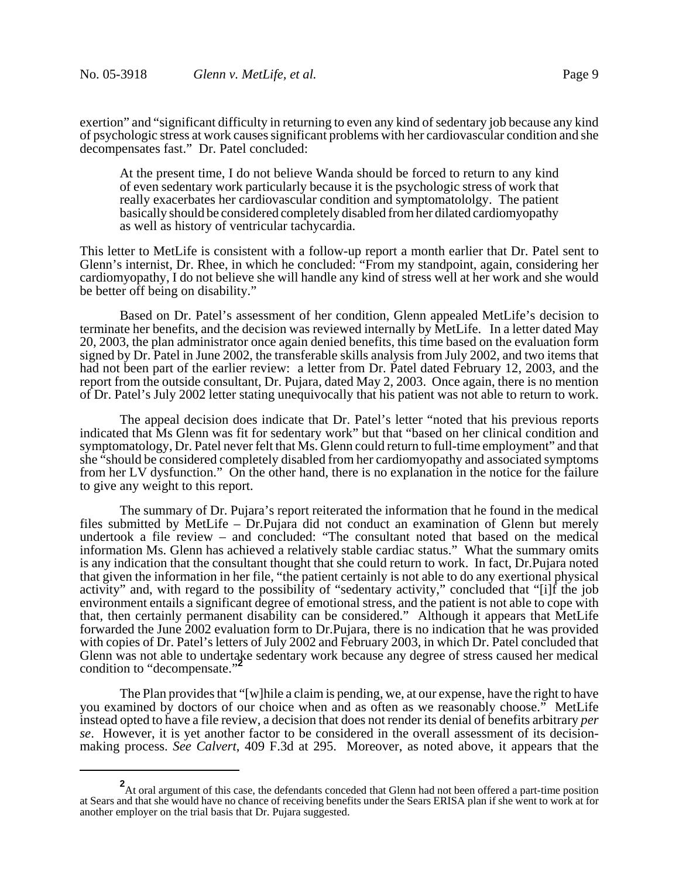exertion" and "significant difficulty in returning to even any kind of sedentary job because any kind of psychologic stress at work causes significant problems with her cardiovascular condition and she decompensates fast." Dr. Patel concluded:

> At the present time, I do not believe Wanda should be forced to return to any kind of even sedentary work particularly because it is the psychologic stress of work that really exacerbates her cardiovascular condition and symptomatololgy. The patient basically should be considered completely disabled from her dilated cardiomyopathy as well as history of ventricular tachycardia.

This letter to MetLife is consistent with a follow-up report a month earlier that Dr. Patel sent to Glenn's internist, Dr. Rhee, in which he concluded: "From my standpoint, again, considering her cardiomyopathy, I do not believe she will handle any kind of stress well at her work and she would be better off being on disability."

Based on Dr. Patel's assessment of her condition, Glenn appealed MetLife's decision to terminate her benefits, and the decision was reviewed internally by MetLife. In a letter dated May 20, 2003, the plan administrator once again denied benefits, this time based on the evaluation form signed by Dr. Patel in June 2002, the transferable skills analysis from July 2002, and two items that had not been part of the earlier review: a letter from Dr. Patel dated February 12, 2003, and the report from the outside consultant, Dr. Pujara, dated May 2, 2003. Once again, there is no mention of Dr. Patel's July 2002 letter stating unequivocally that his patient was not able to return to work.

The appeal decision does indicate that Dr. Patel's letter "noted that his previous reports indicated that Ms Glenn was fit for sedentary work" but that "based on her clinical condition and symptomatology, Dr. Patel never felt that Ms. Glenn could return to full-time employment" and that she "should be considered completely disabled from her cardiomyopathy and associated symptoms from her LV dysfunction." On the other hand, there is no explanation in the notice for the failure to give any weight to this report.

The summary of Dr. Pujara's report reiterated the information that he found in the medical files submitted by MetLife – Dr.Pujara did not conduct an examination of Glenn but merely undertook a file review – and concluded: "The consultant noted that based on the medical information Ms. Glenn has achieved a relatively stable cardiac status." What the summary omits is any indication that the consultant thought that she could return to work. In fact, Dr.Pujara noted that given the information in her file, "the patient certainly is not able to do any exertional physical activity" and, with regard to the possibility of "sedentary activity," concluded that "[i]f the job environment entails a significant degree of emotional stress, and the patient is not able to cope with that, then certainly permanent disability can be considered." Although it appears that MetLife forwarded the June 2002 evaluation form to Dr.Pujara, there is no indication that he was provided with copies of Dr. Patel's letters of July 2002 and February 2003, in which Dr. Patel concluded that Glenn was not able to undertake sedentary work because any degree of stress caused her medical condition to "decompensate."[2]

The Plan provides that "[w]hile a claim is pending, we, at our expense, have the right to have you examined by doctors of our choice when and as often as we reasonably choose." MetLife instead opted to have a file review, a decision that does not render its denial of benefits arbitrary *per se*. However, it is yet another factor to be considered in the overall assessment of its decision-making process. *See Calvert*, 409 F.3d at 295. Moreover, as noted above, it appears that the

---

[2] At oral argument of this case, the defendants conceded that Glenn had not been offered a part-time position at Sears and that she would have no chance of receiving benefits under the Sears ERISA plan if she went to work at for another employer on the trial basis that Dr. Pujara suggested.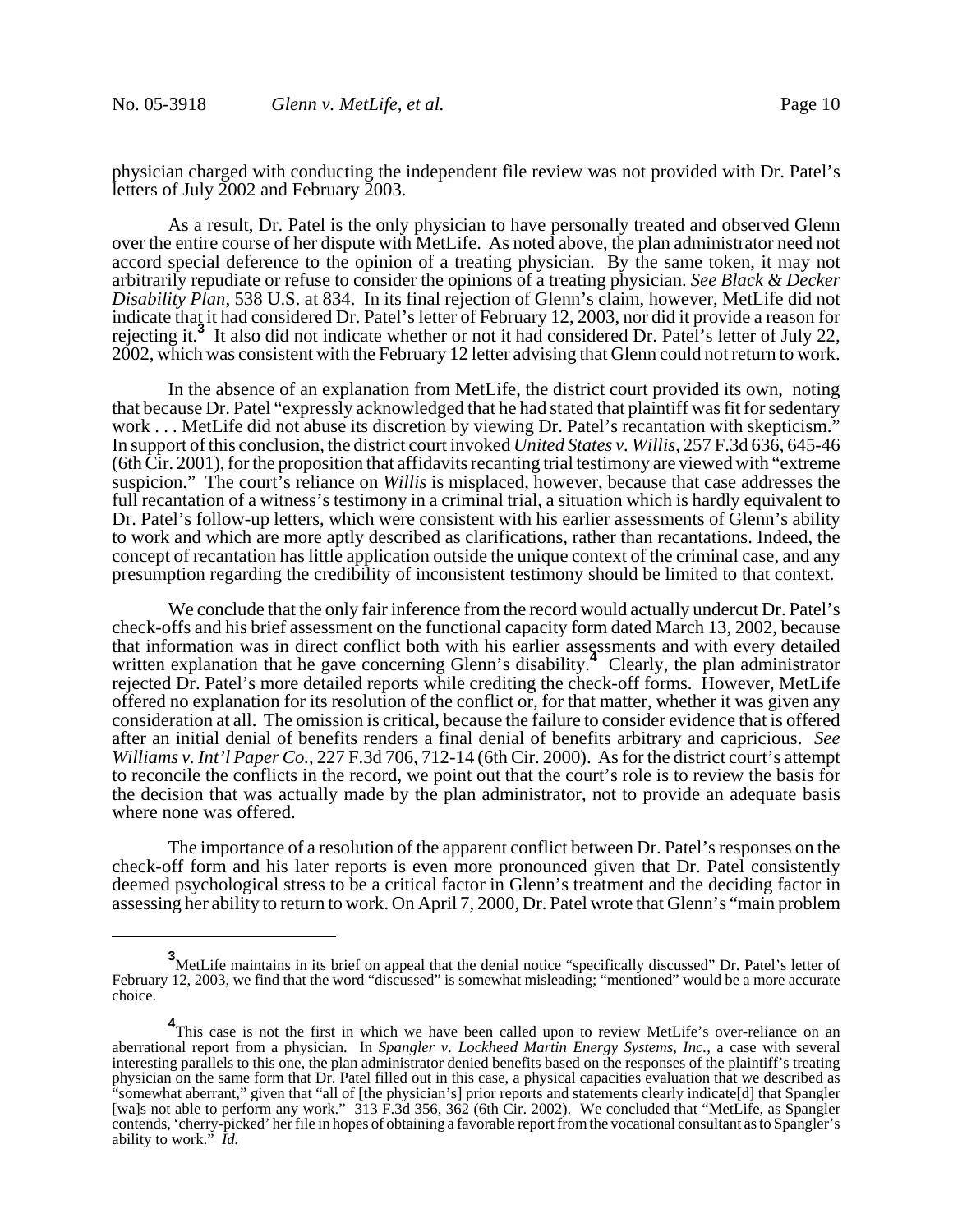physician charged with conducting the independent file review was not provided with Dr. Patel's letters of July 2002 and February 2003.

As a result, Dr. Patel is the only physician to have personally treated and observed Glenn over the entire course of her dispute with MetLife. As noted above, the plan administrator need not accord special deference to the opinion of a treating physician. By the same token, it may not arbitrarily repudiate or refuse to consider the opinions of a treating physician. *See Black & Decker Disability Plan*, 538 U.S. at 834. In its final rejection of Glenn's claim, however, MetLife did not indicate that it had considered Dr. Patel's letter of February 12, 2003, nor did it provide a reason for rejecting it.[3] It also did not indicate whether or not it had considered Dr. Patel's letter of July 22, 2002, which was consistent with the February 12 letter advising that Glenn could not return to work.

In the absence of an explanation from MetLife, the district court provided its own, noting that because Dr. Patel "expressly acknowledged that he had stated that plaintiff was fit for sedentary work . . . MetLife did not abuse its discretion by viewing Dr. Patel's recantation with skepticism." In support of this conclusion, the district court invoked *United States v. Willis*, 257 F.3d 636, 645-46 (6th Cir. 2001), for the proposition that affidavits recanting trial testimony are viewed with "extreme suspicion." The court's reliance on *Willis* is misplaced, however, because that case addresses the full recantation of a witness's testimony in a criminal trial, a situation which is hardly equivalent to Dr. Patel's follow-up letters, which were consistent with his earlier assessments of Glenn's ability to work and which are more aptly described as clarifications, rather than recantations. Indeed, the concept of recantation has little application outside the unique context of the criminal case, and any presumption regarding the credibility of inconsistent testimony should be limited to that context.

We conclude that the only fair inference from the record would actually undercut Dr. Patel's check-offs and his brief assessment on the functional capacity form dated March 13, 2002, because that information was in direct conflict both with his earlier assessments and with every detailed written explanation that he gave concerning Glenn's disability.[4] Clearly, the plan administrator rejected Dr. Patel's more detailed reports while crediting the check-off forms. However, MetLife offered no explanation for its resolution of the conflict or, for that matter, whether it was given any consideration at all. The omission is critical, because the failure to consider evidence that is offered after an initial denial of benefits renders a final denial of benefits arbitrary and capricious. *See Williams v. Int'l Paper Co.*, 227 F.3d 706, 712-14 (6th Cir. 2000). As for the district court's attempt to reconcile the conflicts in the record, we point out that the court's role is to review the basis for the decision that was actually made by the plan administrator, not to provide an adequate basis where none was offered.

The importance of a resolution of the apparent conflict between Dr. Patel's responses on the check-off form and his later reports is even more pronounced given that Dr. Patel consistently deemed psychological stress to be a critical factor in Glenn's treatment and the deciding factor in assessing her ability to return to work. On April 7, 2000, Dr. Patel wrote that Glenn's "main problem

---

[3] MetLife maintains in its brief on appeal that the denial notice "specifically discussed" Dr. Patel's letter of February 12, 2003, we find that the word "discussed" is somewhat misleading; "mentioned" would be a more accurate choice.

[4] This case is not the first in which we have been called upon to review MetLife's over-reliance on an aberrational report from a physician. In *Spangler v. Lockheed Martin Energy Systems, Inc.*, a case with several interesting parallels to this one, the plan administrator denied benefits based on the responses of the plaintiff's treating physician on the same form that Dr. Patel filled out in this case, a physical capacities evaluation that we described as "somewhat aberrant," given that "all of [the physician's] prior reports and statements clearly indicate[d] that Spangler [wa]s not able to perform any work." 313 F.3d 356, 362 (6th Cir. 2002). We concluded that "MetLife, as Spangler contends, 'cherry-picked' her file in hopes of obtaining a favorable report from the vocational consultant as to Spangler's ability to work." *Id.*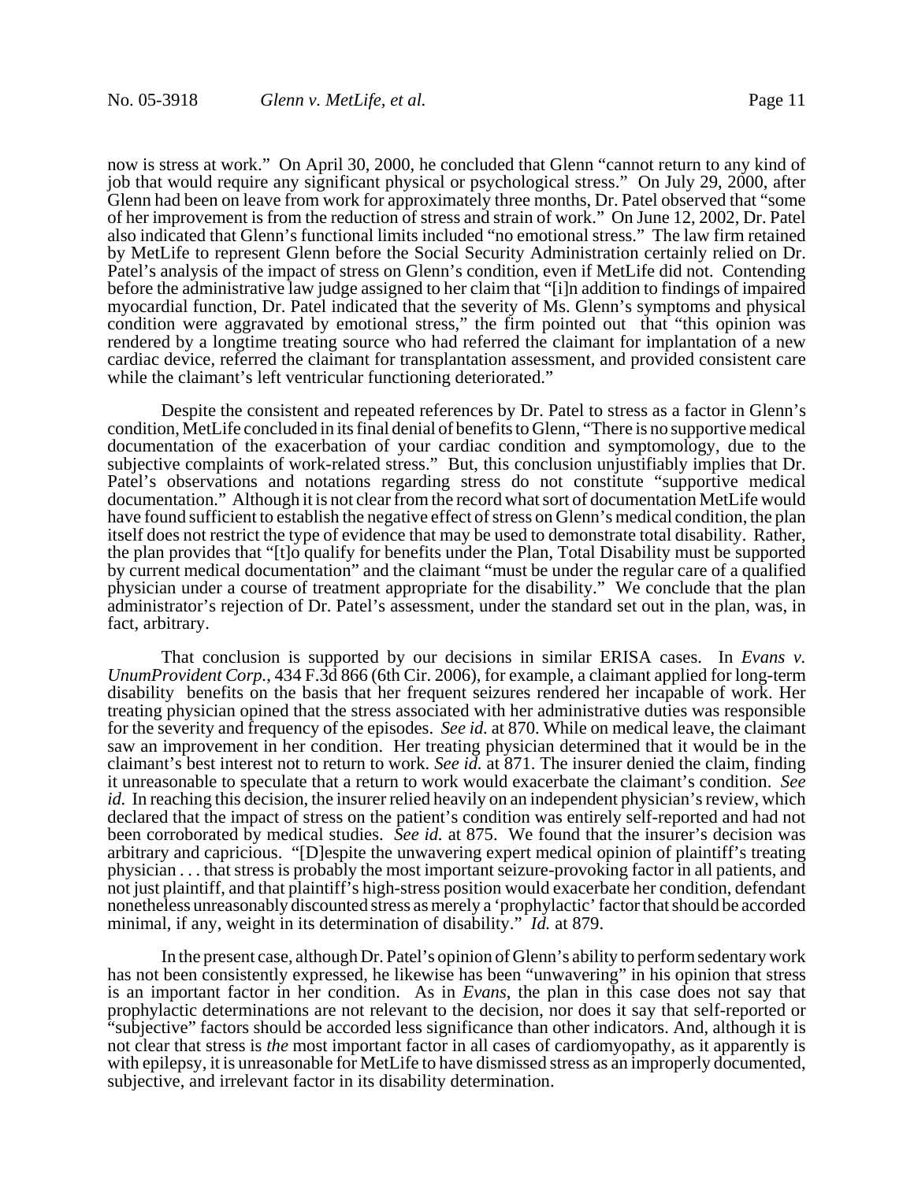now is stress at work." On April 30, 2000, he concluded that Glenn "cannot return to any kind of job that would require any significant physical or psychological stress." On July 29, 2000, after Glenn had been on leave from work for approximately three months, Dr. Patel observed that "some of her improvement is from the reduction of stress and strain of work." On June 12, 2002, Dr. Patel also indicated that Glenn's functional limits included "no emotional stress." The law firm retained by MetLife to represent Glenn before the Social Security Administration certainly relied on Dr. Patel's analysis of the impact of stress on Glenn's condition, even if MetLife did not. Contending before the administrative law judge assigned to her claim that "[i]n addition to findings of impaired myocardial function, Dr. Patel indicated that the severity of Ms. Glenn's symptoms and physical condition were aggravated by emotional stress," the firm pointed out that "this opinion was rendered by a longtime treating source who had referred the claimant for implantation of a new cardiac device, referred the claimant for transplantation assessment, and provided consistent care while the claimant's left ventricular functioning deteriorated."

Despite the consistent and repeated references by Dr. Patel to stress as a factor in Glenn's condition, MetLife concluded in its final denial of benefits to Glenn, "There is no supportive medical documentation of the exacerbation of your cardiac condition and symptomology, due to the subjective complaints of work-related stress." But, this conclusion unjustifiably implies that Dr. Patel's observations and notations regarding stress do not constitute "supportive medical documentation." Although it is not clear from the record what sort of documentation MetLife would have found sufficient to establish the negative effect of stress on Glenn's medical condition, the plan itself does not restrict the type of evidence that may be used to demonstrate total disability. Rather, the plan provides that "[t]o qualify for benefits under the Plan, Total Disability must be supported by current medical documentation" and the claimant "must be under the regular care of a qualified physician under a course of treatment appropriate for the disability." We conclude that the plan administrator's rejection of Dr. Patel's assessment, under the standard set out in the plan, was, in fact, arbitrary.

That conclusion is supported by our decisions in similar ERISA cases. In *Evans v. UnumProvident Corp.*, 434 F.3d 866 (6th Cir. 2006), for example, a claimant applied for long-term disability benefits on the basis that her frequent seizures rendered her incapable of work. Her treating physician opined that the stress associated with her administrative duties was responsible for the severity and frequency of the episodes. *See id.* at 870. While on medical leave, the claimant saw an improvement in her condition. Her treating physician determined that it would be in the claimant's best interest not to return to work. *See id.* at 871. The insurer denied the claim, finding it unreasonable to speculate that a return to work would exacerbate the claimant's condition. *See id.* In reaching this decision, the insurer relied heavily on an independent physician's review, which declared that the impact of stress on the patient's condition was entirely self-reported and had not been corroborated by medical studies. *See id.* at 875. We found that the insurer's decision was arbitrary and capricious. "[D]espite the unwavering expert medical opinion of plaintiff's treating physician . . . that stress is probably the most important seizure-provoking factor in all patients, and not just plaintiff, and that plaintiff's high-stress position would exacerbate her condition, defendant nonetheless unreasonably discounted stress as merely a 'prophylactic' factor that should be accorded minimal, if any, weight in its determination of disability." *Id.* at 879.

In the present case, although Dr. Patel's opinion of Glenn's ability to perform sedentary work has not been consistently expressed, he likewise has been "unwavering" in his opinion that stress is an important factor in her condition. As in *Evans*, the plan in this case does not say that prophylactic determinations are not relevant to the decision, nor does it say that self-reported or "subjective" factors should be accorded less significance than other indicators. And, although it is not clear that stress is *the* most important factor in all cases of cardiomyopathy, as it apparently is with epilepsy, it is unreasonable for MetLife to have dismissed stress as an improperly documented, subjective, and irrelevant factor in its disability determination.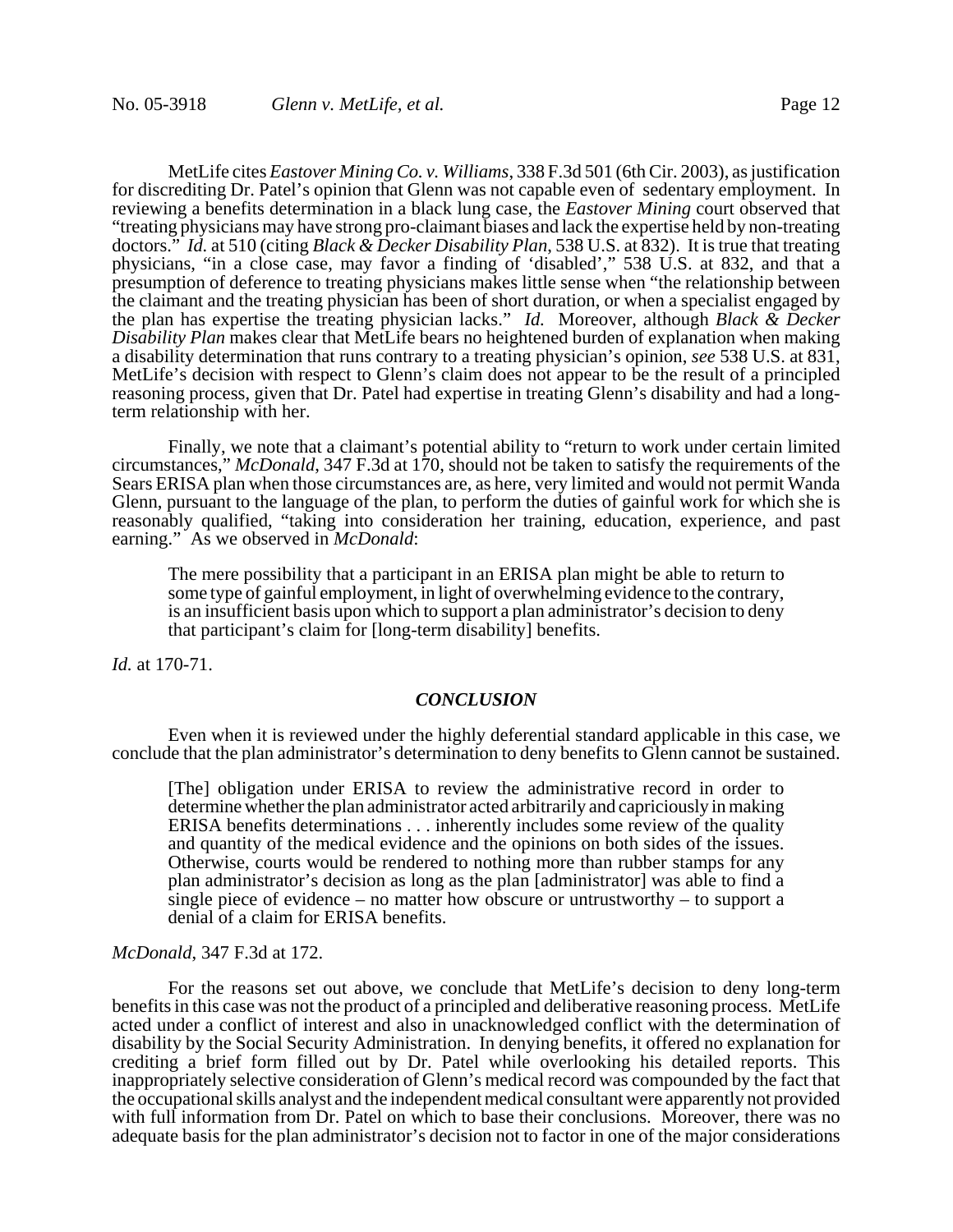MetLife cites *Eastover Mining Co. v. Williams*, 338 F.3d 501 (6th Cir. 2003), as justification for discrediting Dr. Patel's opinion that Glenn was not capable even of sedentary employment. In reviewing a benefits determination in a black lung case, the *Eastover Mining* court observed that "treating physicians may have strong pro-claimant biases and lack the expertise held by non-treating doctors." *Id.* at 510 (citing *Black & Decker Disability Plan*, 538 U.S. at 832). It is true that treating physicians, "in a close case, may favor a finding of 'disabled'," 538 U.S. at 832, and that a presumption of deference to treating physicians makes little sense when "the relationship between the claimant and the treating physician has been of short duration, or when a specialist engaged by the plan has expertise the treating physician lacks." *Id.* Moreover, although *Black & Decker Disability Plan* makes clear that MetLife bears no heightened burden of explanation when making a disability determination that runs contrary to a treating physician's opinion, *see* 538 U.S. at 831, MetLife's decision with respect to Glenn's claim does not appear to be the result of a principled reasoning process, given that Dr. Patel had expertise in treating Glenn's disability and had a long-term relationship with her.

Finally, we note that a claimant's potential ability to "return to work under certain limited circumstances," *McDonald*, 347 F.3d at 170, should not be taken to satisfy the requirements of the Sears ERISA plan when those circumstances are, as here, very limited and would not permit Wanda Glenn, pursuant to the language of the plan, to perform the duties of gainful work for which she is reasonably qualified, "taking into consideration her training, education, experience, and past earning." As we observed in *McDonald*:

> The mere possibility that a participant in an ERISA plan might be able to return to some type of gainful employment, in light of overwhelming evidence to the contrary, is an insufficient basis upon which to support a plan administrator's decision to deny that participant's claim for [long-term disability] benefits.

*Id.* at 170-71.

## *CONCLUSION*

Even when it is reviewed under the highly deferential standard applicable in this case, we conclude that the plan administrator's determination to deny benefits to Glenn cannot be sustained.

> [The] obligation under ERISA to review the administrative record in order to determine whether the plan administrator acted arbitrarily and capriciously in making ERISA benefits determinations . . . inherently includes some review of the quality and quantity of the medical evidence and the opinions on both sides of the issues. Otherwise, courts would be rendered to nothing more than rubber stamps for any plan administrator's decision as long as the plan [administrator] was able to find a single piece of evidence – no matter how obscure or untrustworthy – to support a denial of a claim for ERISA benefits.

*McDonald*, 347 F.3d at 172.

For the reasons set out above, we conclude that MetLife's decision to deny long-term benefits in this case was not the product of a principled and deliberative reasoning process. MetLife acted under a conflict of interest and also in unacknowledged conflict with the determination of disability by the Social Security Administration. In denying benefits, it offered no explanation for crediting a brief form filled out by Dr. Patel while overlooking his detailed reports. This inappropriately selective consideration of Glenn's medical record was compounded by the fact that the occupational skills analyst and the independent medical consultant were apparently not provided with full information from Dr. Patel on which to base their conclusions. Moreover, there was no adequate basis for the plan administrator's decision not to factor in one of the major considerations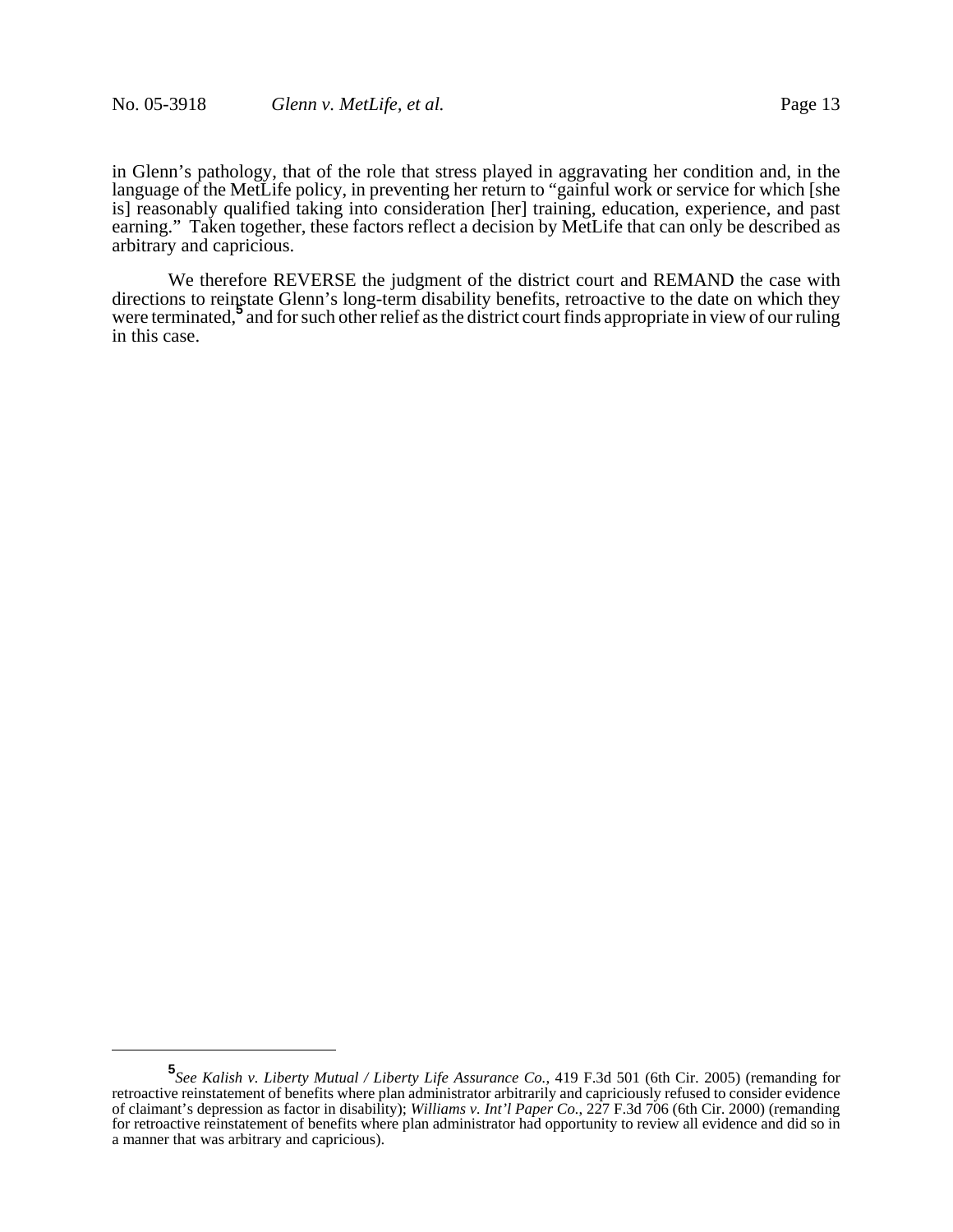in Glenn's pathology, that of the role that stress played in aggravating her condition and, in the language of the MetLife policy, in preventing her return to "gainful work or service for which [she is] reasonably qualified taking into consideration [her] training, education, experience, and past earning." Taken together, these factors reflect a decision by MetLife that can only be described as arbitrary and capricious.

We therefore REVERSE the judgment of the district court and REMAND the case with directions to reinstate Glenn's long-term disability benefits, retroactive to the date on which they were terminated,[5] and for such other relief as the district court finds appropriate in view of our ruling in this case.

---

[5] *See Kalish v. Liberty Mutual / Liberty Life Assurance Co.*, 419 F.3d 501 (6th Cir. 2005) (remanding for retroactive reinstatement of benefits where plan administrator arbitrarily and capriciously refused to consider evidence of claimant's depression as factor in disability); *Williams v. Int'l Paper Co.*, 227 F.3d 706 (6th Cir. 2000) (remanding for retroactive reinstatement of benefits where plan administrator had opportunity to review all evidence and did so in a manner that was arbitrary and capricious).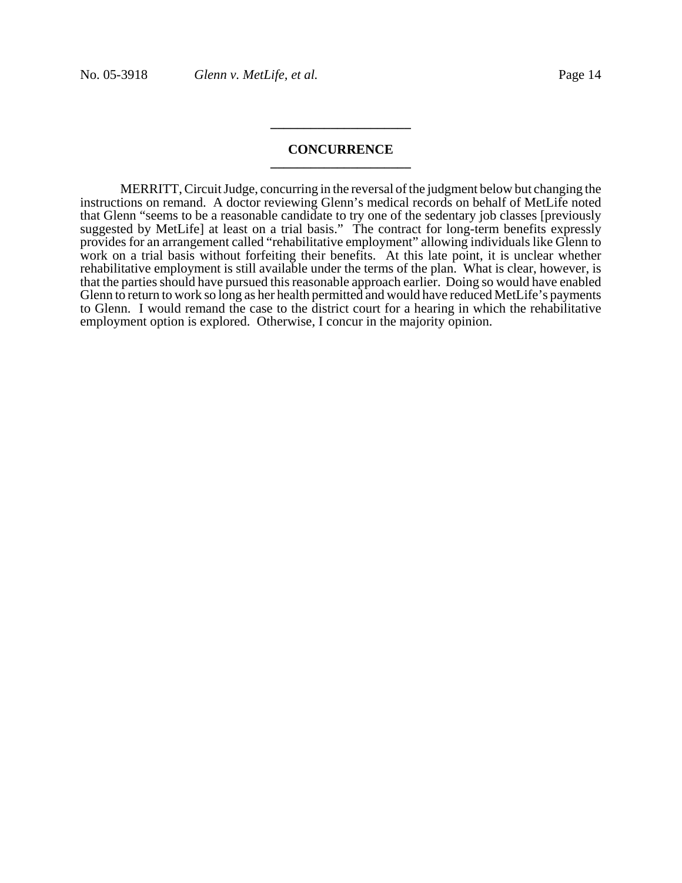## CONCURRENCE

MERRITT, Circuit Judge, concurring in the reversal of the judgment below but changing the instructions on remand. A doctor reviewing Glenn's medical records on behalf of MetLife noted that Glenn "seems to be a reasonable candidate to try one of the sedentary job classes [previously suggested by MetLife] at least on a trial basis." The contract for long-term benefits expressly provides for an arrangement called "rehabilitative employment" allowing individuals like Glenn to work on a trial basis without forfeiting their benefits. At this late point, it is unclear whether rehabilitative employment is still available under the terms of the plan. What is clear, however, is that the parties should have pursued this reasonable approach earlier. Doing so would have enabled Glenn to return to work so long as her health permitted and would have reduced MetLife's payments to Glenn. I would remand the case to the district court for a hearing in which the rehabilitative employment option is explored. Otherwise, I concur in the majority opinion.